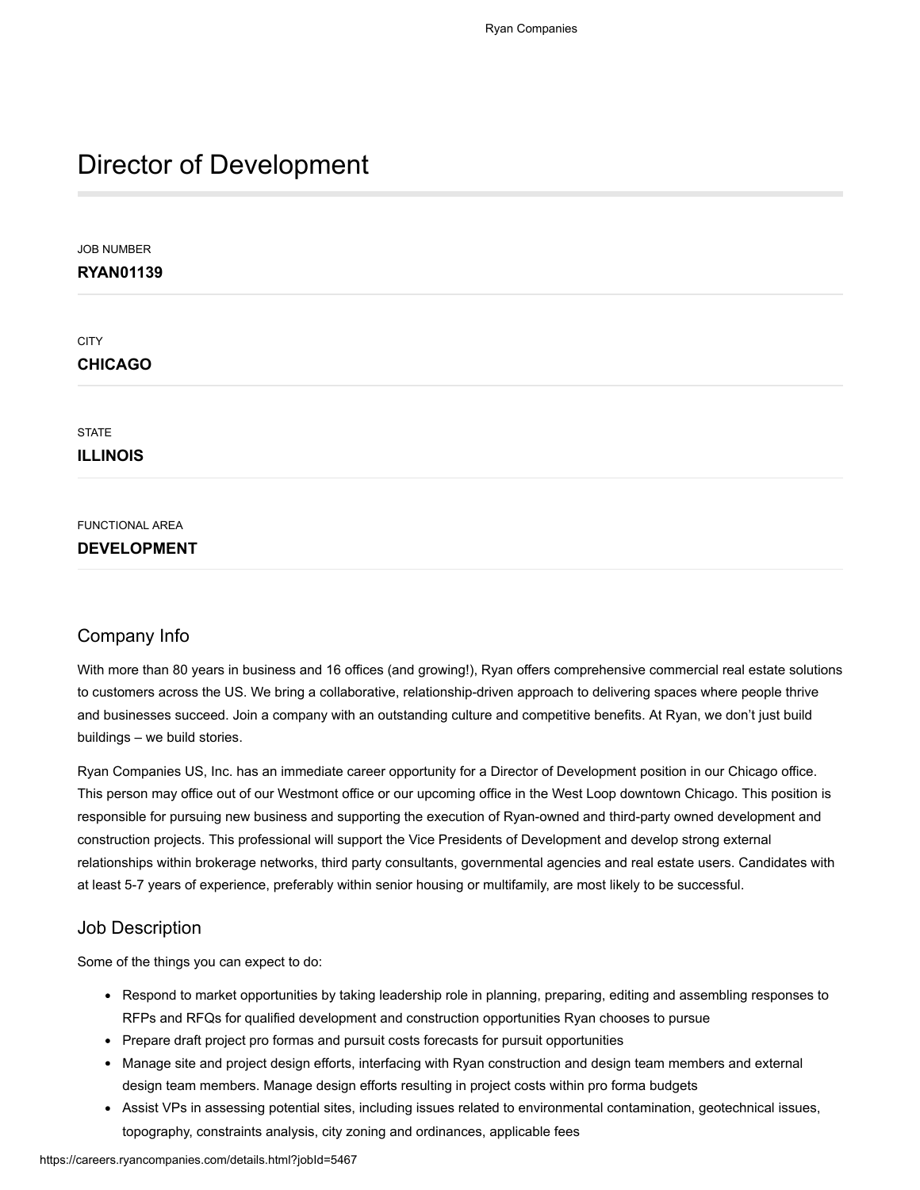# Director of Development

JOB NUMBER

**RYAN01139**

CITY

**CHICAGO**

STATE

**ILLINOIS**

FUNCTIONAL AREA

**DEVELOPMENT**

## Company Info

With more than 80 years in business and 16 offices (and growing!), Ryan offers comprehensive commercial real estate solutions to customers across the US. We bring a collaborative, relationship-driven approach to delivering spaces where people thrive and businesses succeed. Join a company with an outstanding culture and competitive benefits. At Ryan, we don't just build buildings – we build stories.

Ryan Companies US, Inc. has an immediate career opportunity for a Director of Development position in our Chicago office. This person may office out of our Westmont office or our upcoming office in the West Loop downtown Chicago. This position is responsible for pursuing new business and supporting the execution of Ryan-owned and third-party owned development and construction projects. This professional will support the Vice Presidents of Development and develop strong external relationships within brokerage networks, third party consultants, governmental agencies and real estate users. Candidates with at least 5-7 years of experience, preferably within senior housing or multifamily, are most likely to be successful.

## Job Description

Some of the things you can expect to do:

- Respond to market opportunities by taking leadership role in planning, preparing, editing and assembling responses to RFPs and RFQs for qualified development and construction opportunities Ryan chooses to pursue
- Prepare draft project pro formas and pursuit costs forecasts for pursuit opportunities
- Manage site and project design efforts, interfacing with Ryan construction and design team members and external design team members. Manage design efforts resulting in project costs within pro forma budgets
- Assist VPs in assessing potential sites, including issues related to environmental contamination, geotechnical issues, topography, constraints analysis, city zoning and ordinances, applicable fees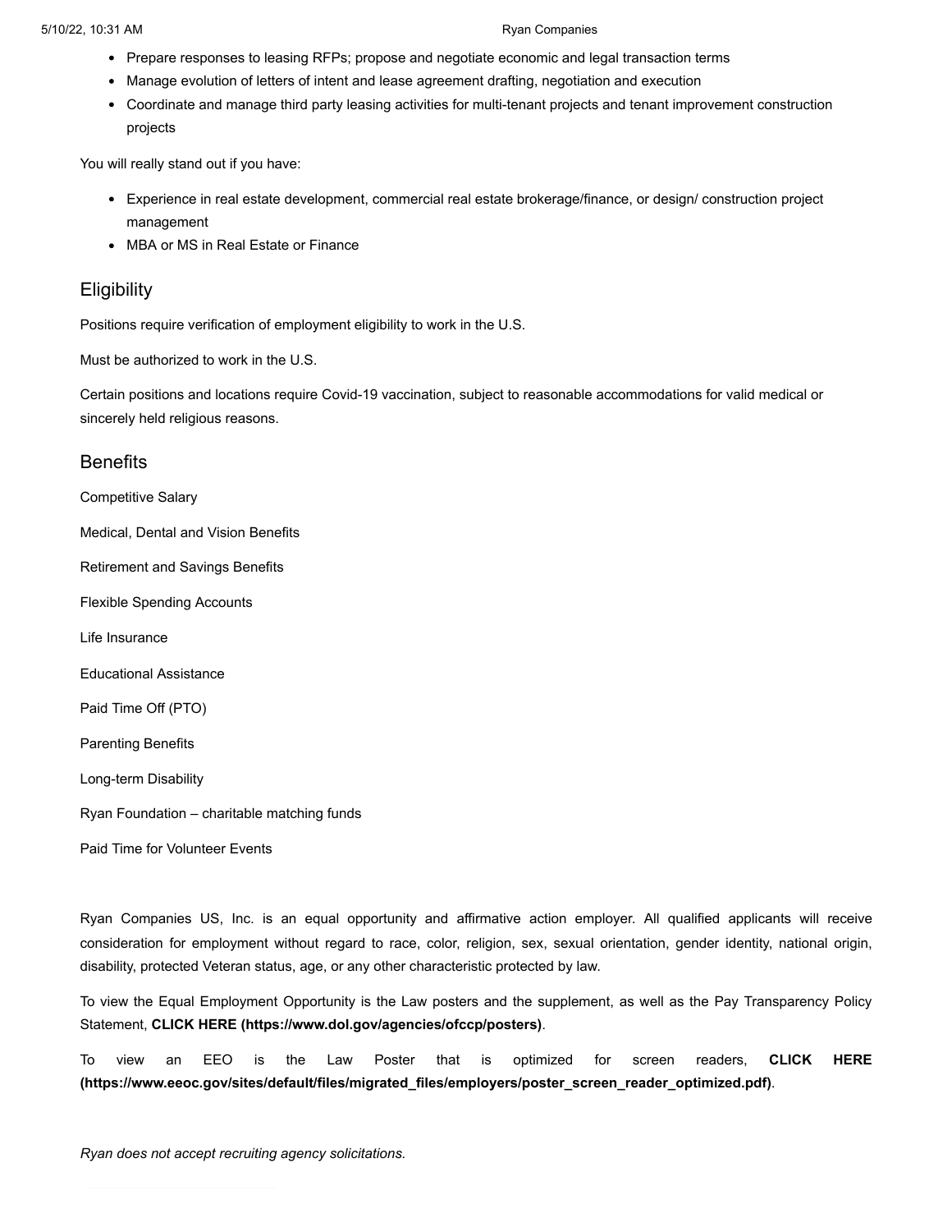- Prepare responses to leasing RFPs; propose and negotiate economic and legal transaction terms
- Manage evolution of letters of intent and lease agreement drafting, negotiation and execution
- Coordinate and manage third party leasing activities for multi-tenant projects and tenant improvement construction projects

You will really stand out if you have:

- Experience in real estate development, commercial real estate brokerage/finance, or design/ construction project management
- MBA or MS in Real Estate or Finance

## Eligibility

Positions require verification of employment eligibility to work in the U.S.

Must be authorized to work in the U.S.

Certain positions and locations require Covid-19 vaccination, subject to reasonable accommodations for valid medical or sincerely held religious reasons.

## Benefits

Competitive Salary

Medical, Dental and Vision Benefits

Retirement and Savings Benefits

Flexible Spending Accounts

Life Insurance

Educational Assistance

Paid Time Off (PTO)

Parenting Benefits

Long-term Disability

Ryan Foundation – charitable matching funds

Paid Time for Volunteer Events

Ryan Companies US, Inc. is an equal opportunity and affirmative action employer. All qualified applicants will receive consideration for employment without regard to race, color, religion, sex, sexual orientation, gender identity, national origin, disability, protected Veteran status, age, or any other characteristic protected by law.

To view the Equal Employment Opportunity is the Law posters and the supplement, as well as the Pay Transparency Policy Statement, **CLICK HERE (https://www.dol.gov/agencies/ofccp/posters)**.

To view an EEO is the Law Poster that is optimized for screen readers, **CLICK HERE (https://www.eeoc.gov/sites/default/files/migrated_files/employers/poster_screen_reader_optimized.pdf)**.

*Ryan does not accept recruiting agency solicitations.*